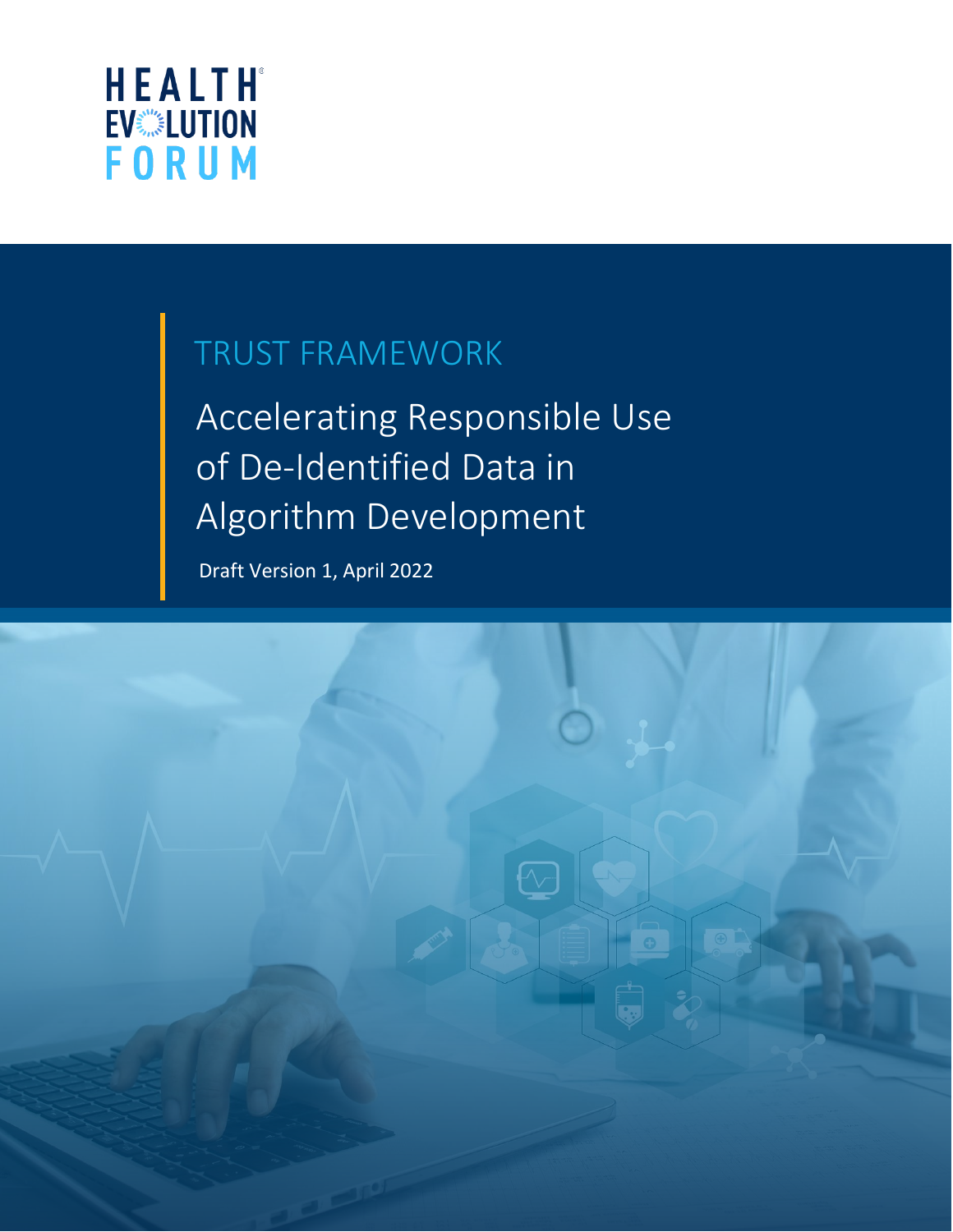HEALTH EVOLUTION FORUM

# TRUST FRAMEWORK

## Accelerating Responsible Use of De-Identified Data in Algorithm Development

Draft Version 1, April 2022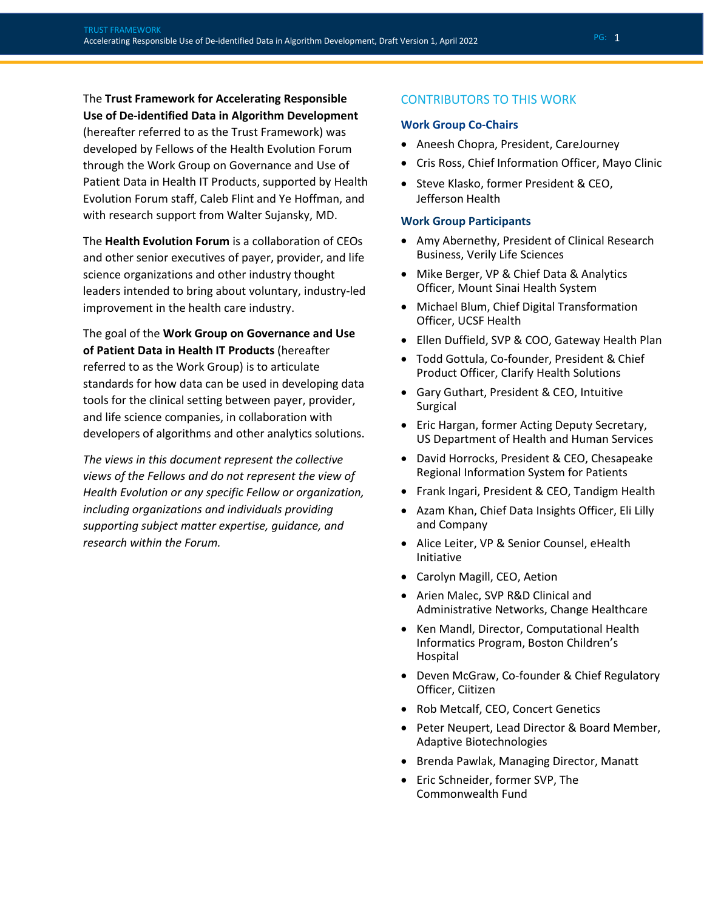The **Trust Framework for Accelerating Responsible Use of De-identified Data in Algorithm Development** (hereafter referred to as the Trust Framework) was developed by Fellows of the Health Evolution Forum through the Work Group on Governance and Use of Patient Data in Health IT Products, supported by Health Evolution Forum staff, Caleb Flint and Ye Hoffman, and with research support from Walter Sujansky, MD.

The **Health Evolution Forum** is a collaboration of CEOs and other senior executives of payer, provider, and life science organizations and other industry thought leaders intended to bring about voluntary, industry-led improvement in the health care industry.

The goal of the **Work Group on Governance and Use of Patient Data in Health IT Products** (hereafter referred to as the Work Group) is to articulate standards for how data can be used in developing data tools for the clinical setting between payer, provider, and life science companies, in collaboration with developers of algorithms and other analytics solutions.

*The views in this document represent the collective views of the Fellows and do not represent the view of Health Evolution or any specific Fellow or organization, including organizations and individuals providing supporting subject matter expertise, guidance, and research within the Forum.*

## CONTRIBUTORS TO THIS WORK

### Work Group Co-Chairs

- Aneesh Chopra, President, CareJourney
- Cris Ross, Chief Information Officer, Mayo Clinic
- Steve Klasko, former President & CEO, Jefferson Health

### Work Group Participants

- Amy Abernethy, President of Clinical Research Business, Verily Life Sciences
- Mike Berger, VP & Chief Data & Analytics Officer, Mount Sinai Health System
- Michael Blum, Chief Digital Transformation Officer, UCSF Health
- Ellen Duffield, SVP & COO, Gateway Health Plan
- Todd Gottula, Co-founder, President & Chief Product Officer, Clarify Health Solutions
- Gary Guthart, President & CEO, Intuitive Surgical
- Eric Hargan, former Acting Deputy Secretary, US Department of Health and Human Services
- David Horrocks, President & CEO, Chesapeake Regional Information System for Patients
- Frank Ingari, President & CEO, Tandigm Health
- Azam Khan, Chief Data Insights Officer, Eli Lilly and Company
- Alice Leiter, VP & Senior Counsel, eHealth Initiative
- Carolyn Magill, CEO, Aetion
- Arien Malec, SVP R&D Clinical and Administrative Networks, Change Healthcare
- Ken Mandl, Director, Computational Health Informatics Program, Boston Children's Hospital
- Deven McGraw, Co-founder & Chief Regulatory Officer, Ciitizen
- Rob Metcalf, CEO, Concert Genetics
- Peter Neupert, Lead Director & Board Member, Adaptive Biotechnologies
- Brenda Pawlak, Managing Director, Manatt
- Eric Schneider, former SVP, The Commonwealth Fund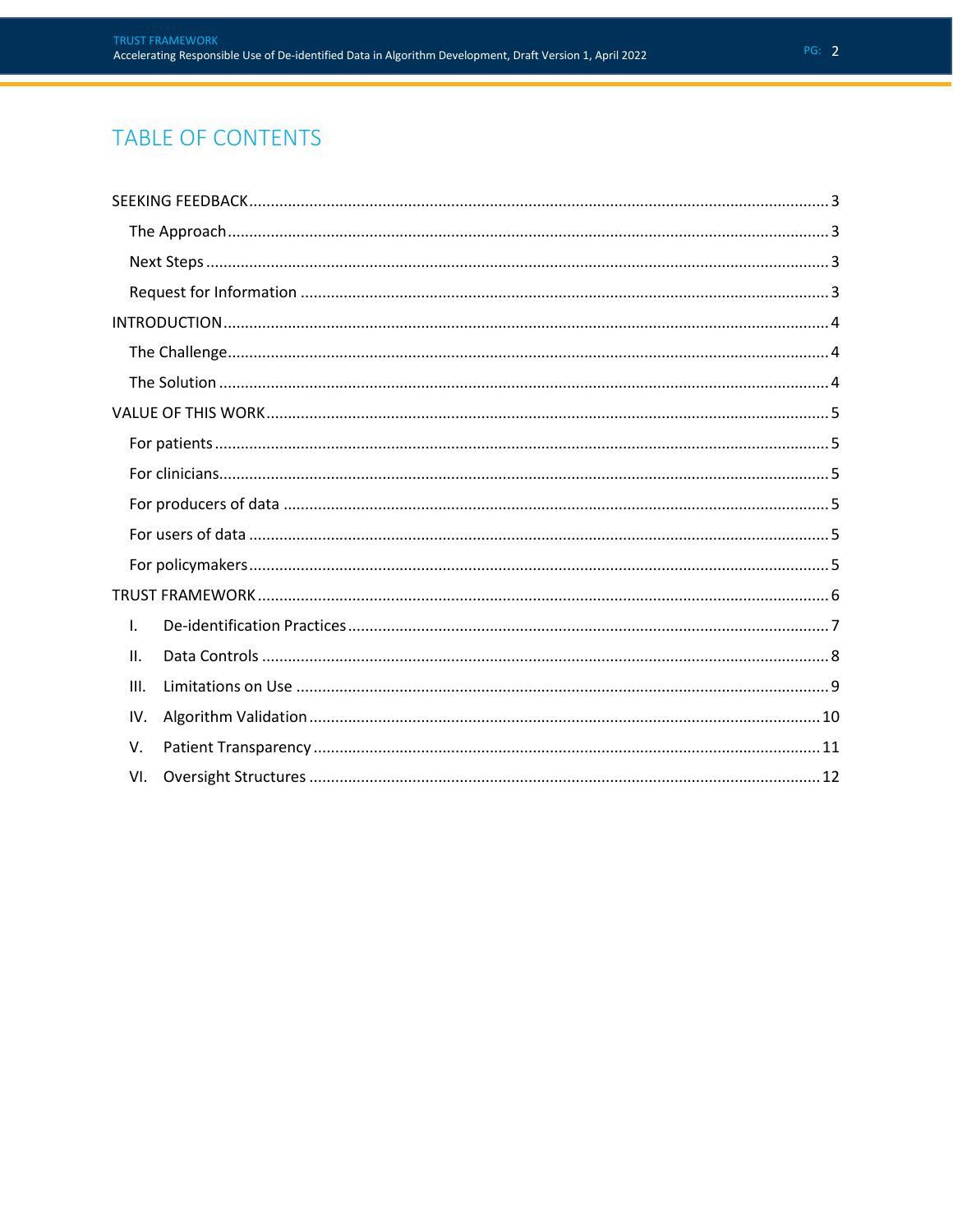# TABLE OF CONTENTS

SEEKING FEEDBACK ........ 3

- The Approach ........ 3
- Next Steps ........ 3
- Request for Information ........ 3

INTRODUCTION ........ 4

- The Challenge ........ 4
- The Solution ........ 4

VALUE OF THIS WORK ........ 5

- For patients ........ 5
- For clinicians ........ 5
- For producers of data ........ 5
- For users of data ........ 5
- For policymakers ........ 5

TRUST FRAMEWORK ........ 6

- I. De-identification Practices ........ 7
- II. Data Controls ........ 8
- III. Limitations on Use ........ 9
- IV. Algorithm Validation ........ 10
- V. Patient Transparency ........ 11
- VI. Oversight Structures ........ 12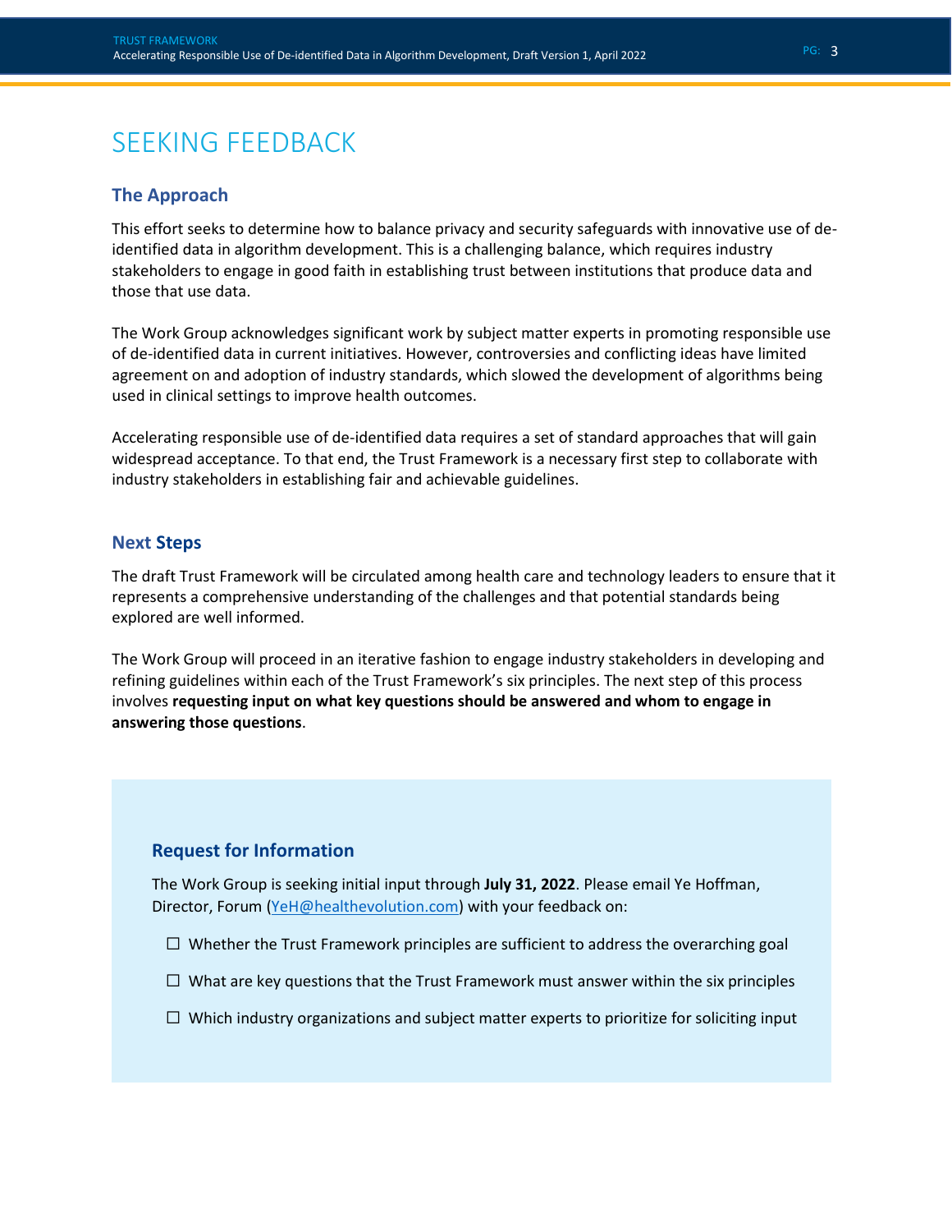# SEEKING FEEDBACK

## The Approach

This effort seeks to determine how to balance privacy and security safeguards with innovative use of de-identified data in algorithm development. This is a challenging balance, which requires industry stakeholders to engage in good faith in establishing trust between institutions that produce data and those that use data.

The Work Group acknowledges significant work by subject matter experts in promoting responsible use of de-identified data in current initiatives. However, controversies and conflicting ideas have limited agreement on and adoption of industry standards, which slowed the development of algorithms being used in clinical settings to improve health outcomes.

Accelerating responsible use of de-identified data requires a set of standard approaches that will gain widespread acceptance. To that end, the Trust Framework is a necessary first step to collaborate with industry stakeholders in establishing fair and achievable guidelines.

## Next Steps

The draft Trust Framework will be circulated among health care and technology leaders to ensure that it represents a comprehensive understanding of the challenges and that potential standards being explored are well informed.

The Work Group will proceed in an iterative fashion to engage industry stakeholders in developing and refining guidelines within each of the Trust Framework's six principles. The next step of this process involves **requesting input on what key questions should be answered and whom to engage in answering those questions**.

### Request for Information

The Work Group is seeking initial input through **July 31, 2022**. Please email Ye Hoffman, Director, Forum (YeH@healthevolution.com) with your feedback on:

- ☐ Whether the Trust Framework principles are sufficient to address the overarching goal
- ☐ What are key questions that the Trust Framework must answer within the six principles
- ☐ Which industry organizations and subject matter experts to prioritize for soliciting input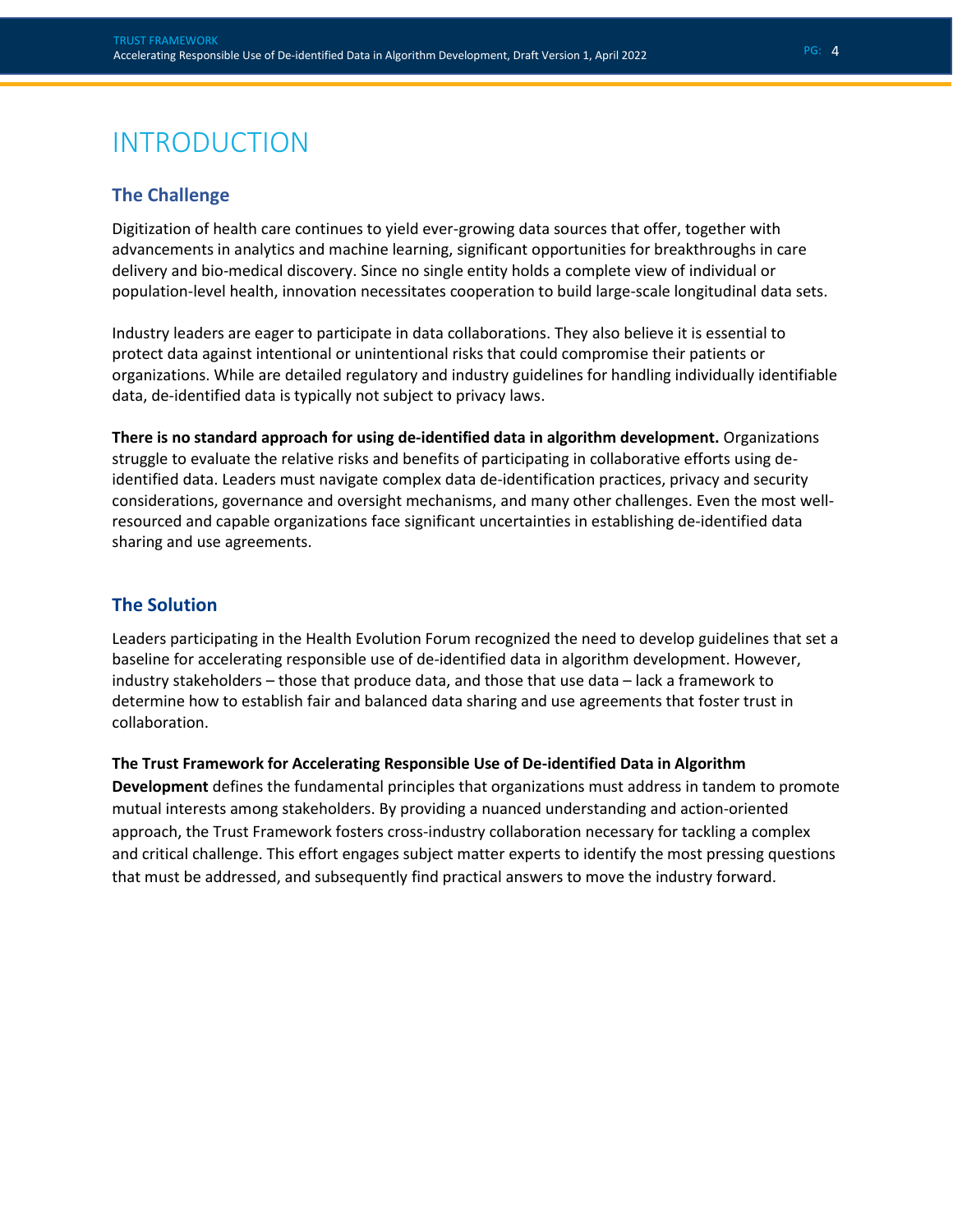# INTRODUCTION

## The Challenge

Digitization of health care continues to yield ever-growing data sources that offer, together with advancements in analytics and machine learning, significant opportunities for breakthroughs in care delivery and bio-medical discovery. Since no single entity holds a complete view of individual or population-level health, innovation necessitates cooperation to build large-scale longitudinal data sets.

Industry leaders are eager to participate in data collaborations. They also believe it is essential to protect data against intentional or unintentional risks that could compromise their patients or organizations. While are detailed regulatory and industry guidelines for handling individually identifiable data, de-identified data is typically not subject to privacy laws.

**There is no standard approach for using de-identified data in algorithm development.** Organizations struggle to evaluate the relative risks and benefits of participating in collaborative efforts using de-identified data. Leaders must navigate complex data de-identification practices, privacy and security considerations, governance and oversight mechanisms, and many other challenges. Even the most well-resourced and capable organizations face significant uncertainties in establishing de-identified data sharing and use agreements.

## The Solution

Leaders participating in the Health Evolution Forum recognized the need to develop guidelines that set a baseline for accelerating responsible use of de-identified data in algorithm development. However, industry stakeholders – those that produce data, and those that use data – lack a framework to determine how to establish fair and balanced data sharing and use agreements that foster trust in collaboration.

**The Trust Framework for Accelerating Responsible Use of De-identified Data in Algorithm Development** defines the fundamental principles that organizations must address in tandem to promote mutual interests among stakeholders. By providing a nuanced understanding and action-oriented approach, the Trust Framework fosters cross-industry collaboration necessary for tackling a complex and critical challenge. This effort engages subject matter experts to identify the most pressing questions that must be addressed, and subsequently find practical answers to move the industry forward.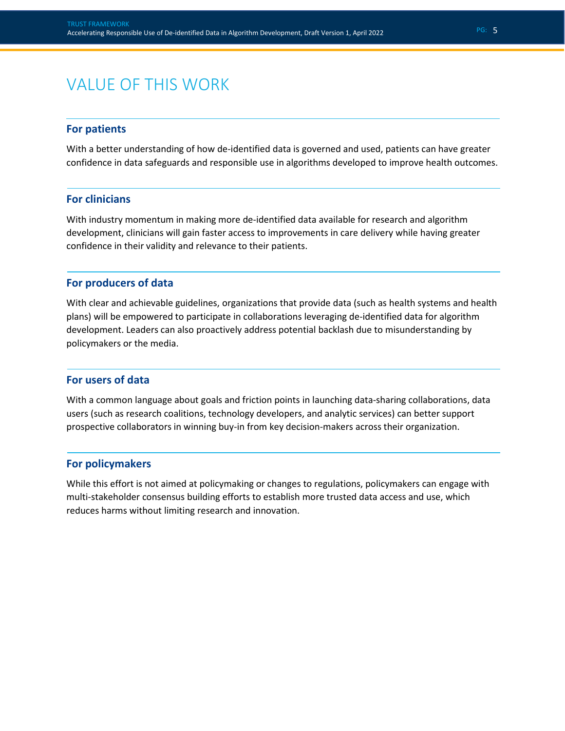# VALUE OF THIS WORK

## For patients

With a better understanding of how de-identified data is governed and used, patients can have greater confidence in data safeguards and responsible use in algorithms developed to improve health outcomes.

## For clinicians

With industry momentum in making more de-identified data available for research and algorithm development, clinicians will gain faster access to improvements in care delivery while having greater confidence in their validity and relevance to their patients.

## For producers of data

With clear and achievable guidelines, organizations that provide data (such as health systems and health plans) will be empowered to participate in collaborations leveraging de-identified data for algorithm development. Leaders can also proactively address potential backlash due to misunderstanding by policymakers or the media.

## For users of data

With a common language about goals and friction points in launching data-sharing collaborations, data users (such as research coalitions, technology developers, and analytic services) can better support prospective collaborators in winning buy-in from key decision-makers across their organization.

## For policymakers

While this effort is not aimed at policymaking or changes to regulations, policymakers can engage with multi-stakeholder consensus building efforts to establish more trusted data access and use, which reduces harms without limiting research and innovation.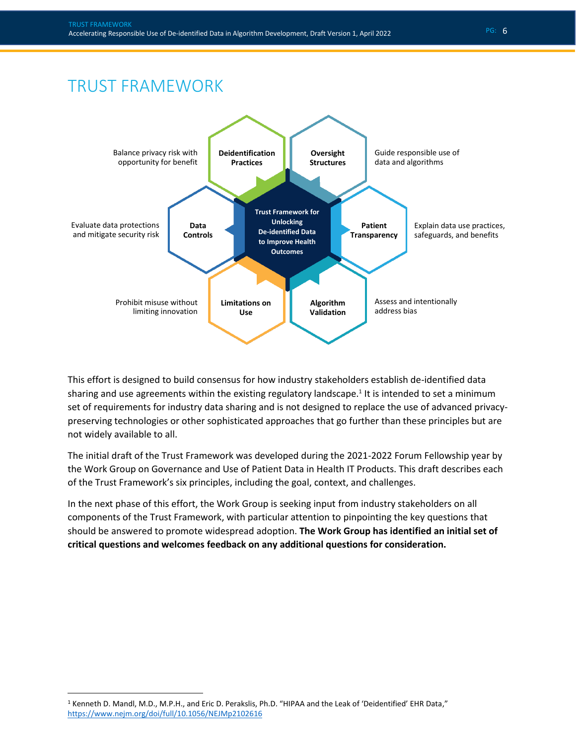# TRUST FRAMEWORK

Trust Framework for Unlocking De-identified Data to Improve Health Outcomes

- **Deidentification Practices** — Balance privacy risk with opportunity for benefit
- **Oversight Structures** — Guide responsible use of data and algorithms
- **Data Controls** — Evaluate data protections and mitigate security risk
- **Patient Transparency** — Explain data use practices, safeguards, and benefits
- **Limitations on Use** — Prohibit misuse without limiting innovation
- **Algorithm Validation** — Assess and intentionally address bias

This effort is designed to build consensus for how industry stakeholders establish de-identified data sharing and use agreements within the existing regulatory landscape.[1] It is intended to set a minimum set of requirements for industry data sharing and is not designed to replace the use of advanced privacy-preserving technologies or other sophisticated approaches that go further than these principles but are not widely available to all.

The initial draft of the Trust Framework was developed during the 2021-2022 Forum Fellowship year by the Work Group on Governance and Use of Patient Data in Health IT Products. This draft describes each of the Trust Framework's six principles, including the goal, context, and challenges.

In the next phase of this effort, the Work Group is seeking input from industry stakeholders on all components of the Trust Framework, with particular attention to pinpointing the key questions that should be answered to promote widespread adoption. **The Work Group has identified an initial set of critical questions and welcomes feedback on any additional questions for consideration.**

---

[1] Kenneth D. Mandl, M.D., M.P.H., and Eric D. Perakslis, Ph.D. "HIPAA and the Leak of 'Deidentified' EHR Data," https://www.nejm.org/doi/full/10.1056/NEJMp2102616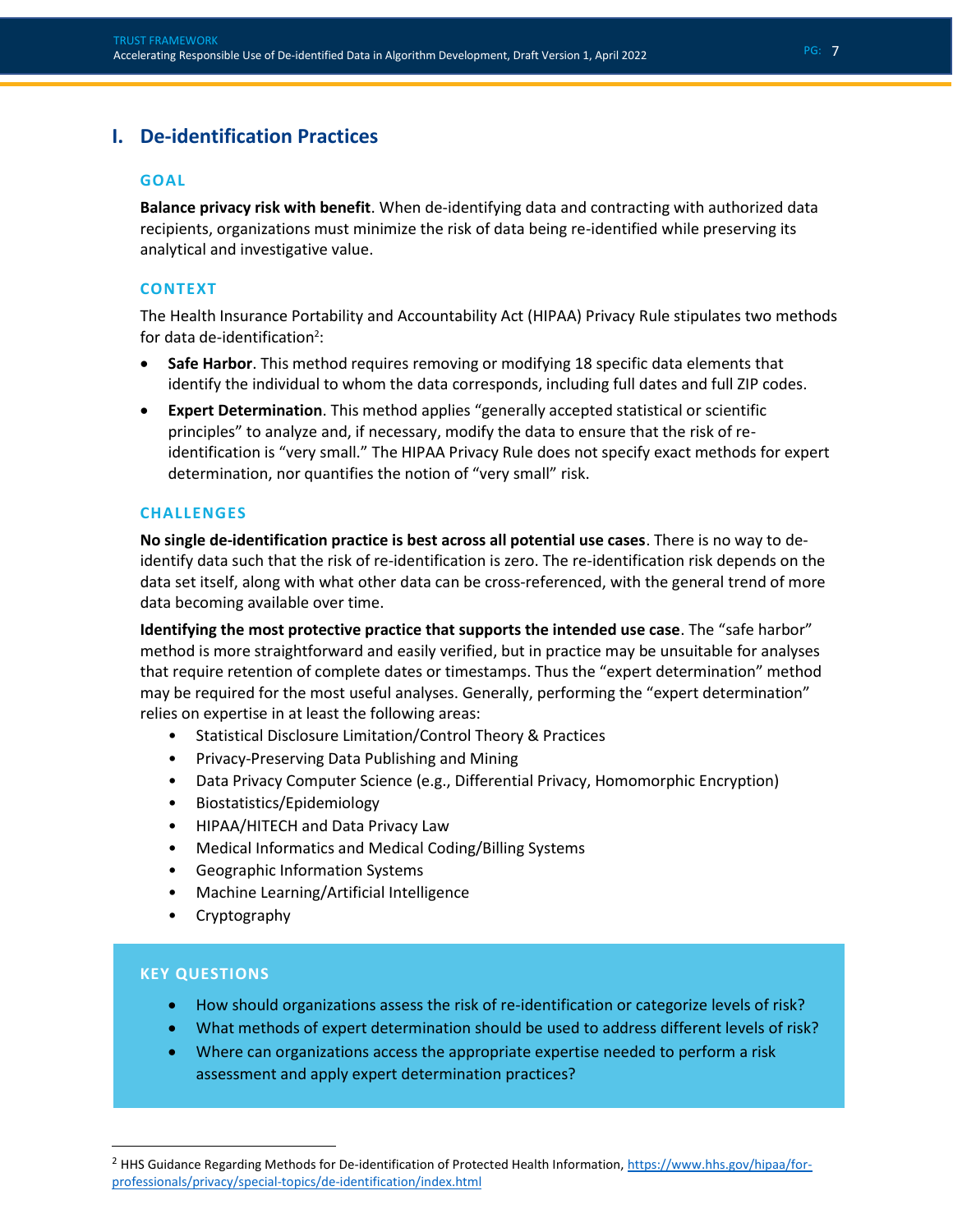## I. De-identification Practices

### GOAL

**Balance privacy risk with benefit**. When de-identifying data and contracting with authorized data recipients, organizations must minimize the risk of data being re-identified while preserving its analytical and investigative value.

### CONTEXT

The Health Insurance Portability and Accountability Act (HIPAA) Privacy Rule stipulates two methods for data de-identification[2]:

- **Safe Harbor**. This method requires removing or modifying 18 specific data elements that identify the individual to whom the data corresponds, including full dates and full ZIP codes.
- **Expert Determination**. This method applies "generally accepted statistical or scientific principles" to analyze and, if necessary, modify the data to ensure that the risk of re-identification is "very small." The HIPAA Privacy Rule does not specify exact methods for expert determination, nor quantifies the notion of "very small" risk.

### CHALLENGES

**No single de-identification practice is best across all potential use cases**. There is no way to de-identify data such that the risk of re-identification is zero. The re-identification risk depends on the data set itself, along with what other data can be cross-referenced, with the general trend of more data becoming available over time.

**Identifying the most protective practice that supports the intended use case**. The "safe harbor" method is more straightforward and easily verified, but in practice may be unsuitable for analyses that require retention of complete dates or timestamps. Thus the "expert determination" method may be required for the most useful analyses. Generally, performing the "expert determination" relies on expertise in at least the following areas:

- Statistical Disclosure Limitation/Control Theory & Practices
- Privacy-Preserving Data Publishing and Mining
- Data Privacy Computer Science (e.g., Differential Privacy, Homomorphic Encryption)
- Biostatistics/Epidemiology
- HIPAA/HITECH and Data Privacy Law
- Medical Informatics and Medical Coding/Billing Systems
- Geographic Information Systems
- Machine Learning/Artificial Intelligence
- Cryptography

### KEY QUESTIONS

- How should organizations assess the risk of re-identification or categorize levels of risk?
- What methods of expert determination should be used to address different levels of risk?
- Where can organizations access the appropriate expertise needed to perform a risk assessment and apply expert determination practices?

---

[2] HHS Guidance Regarding Methods for De-identification of Protected Health Information, https://www.hhs.gov/hipaa/for-professionals/privacy/special-topics/de-identification/index.html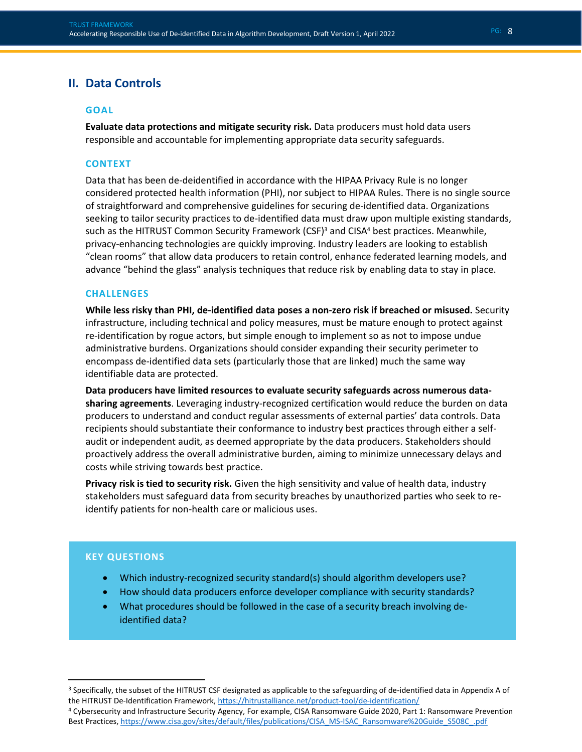## II. Data Controls

### GOAL

**Evaluate data protections and mitigate security risk.** Data producers must hold data users responsible and accountable for implementing appropriate data security safeguards.

### CONTEXT

Data that has been de-deidentified in accordance with the HIPAA Privacy Rule is no longer considered protected health information (PHI), nor subject to HIPAA Rules. There is no single source of straightforward and comprehensive guidelines for securing de-identified data. Organizations seeking to tailor security practices to de-identified data must draw upon multiple existing standards, such as the HITRUST Common Security Framework (CSF)[3] and CISA[4] best practices. Meanwhile, privacy-enhancing technologies are quickly improving. Industry leaders are looking to establish "clean rooms" that allow data producers to retain control, enhance federated learning models, and advance "behind the glass" analysis techniques that reduce risk by enabling data to stay in place.

### CHALLENGES

**While less risky than PHI, de-identified data poses a non-zero risk if breached or misused.** Security infrastructure, including technical and policy measures, must be mature enough to protect against re-identification by rogue actors, but simple enough to implement so as not to impose undue administrative burdens. Organizations should consider expanding their security perimeter to encompass de-identified data sets (particularly those that are linked) much the same way identifiable data are protected.

**Data producers have limited resources to evaluate security safeguards across numerous data-sharing agreements**. Leveraging industry-recognized certification would reduce the burden on data producers to understand and conduct regular assessments of external parties' data controls. Data recipients should substantiate their conformance to industry best practices through either a self-audit or independent audit, as deemed appropriate by the data producers. Stakeholders should proactively address the overall administrative burden, aiming to minimize unnecessary delays and costs while striving towards best practice.

**Privacy risk is tied to security risk.** Given the high sensitivity and value of health data, industry stakeholders must safeguard data from security breaches by unauthorized parties who seek to re-identify patients for non-health care or malicious uses.

### KEY QUESTIONS

- Which industry-recognized security standard(s) should algorithm developers use?
- How should data producers enforce developer compliance with security standards?
- What procedures should be followed in the case of a security breach involving de-identified data?

---

[3] Specifically, the subset of the HITRUST CSF designated as applicable to the safeguarding of de-identified data in Appendix A of the HITRUST De-Identification Framework, https://hitrustalliance.net/product-tool/de-identification/

[4] Cybersecurity and Infrastructure Security Agency, For example, CISA Ransomware Guide 2020, Part 1: Ransomware Prevention Best Practices, https://www.cisa.gov/sites/default/files/publications/CISA_MS-ISAC_Ransomware%20Guide_S508C_.pdf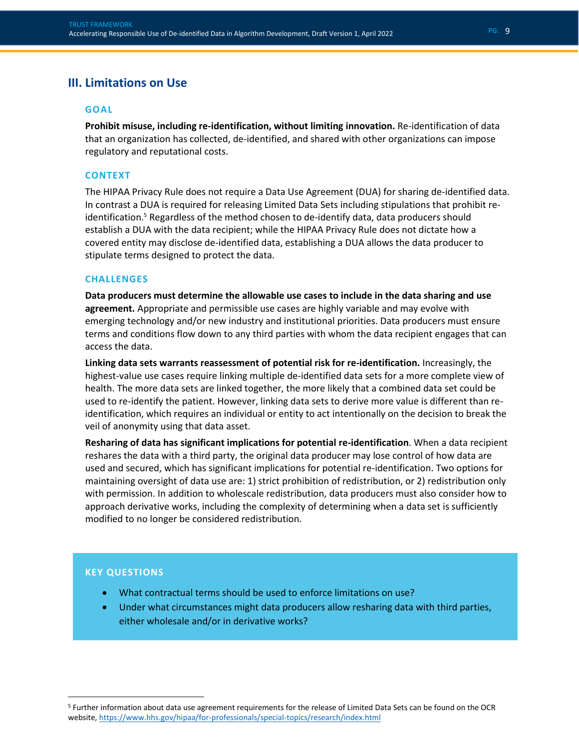## III. Limitations on Use

### GOAL

**Prohibit misuse, including re-identification, without limiting innovation.** Re-identification of data that an organization has collected, de-identified, and shared with other organizations can impose regulatory and reputational costs.

### CONTEXT

The HIPAA Privacy Rule does not require a Data Use Agreement (DUA) for sharing de-identified data. In contrast a DUA is required for releasing Limited Data Sets including stipulations that prohibit re-identification.[5] Regardless of the method chosen to de-identify data, data producers should establish a DUA with the data recipient; while the HIPAA Privacy Rule does not dictate how a covered entity may disclose de-identified data, establishing a DUA allows the data producer to stipulate terms designed to protect the data.

### CHALLENGES

**Data producers must determine the allowable use cases to include in the data sharing and use agreement.** Appropriate and permissible use cases are highly variable and may evolve with emerging technology and/or new industry and institutional priorities. Data producers must ensure terms and conditions flow down to any third parties with whom the data recipient engages that can access the data.

**Linking data sets warrants reassessment of potential risk for re-identification.** Increasingly, the highest-value use cases require linking multiple de-identified data sets for a more complete view of health. The more data sets are linked together, the more likely that a combined data set could be used to re-identify the patient. However, linking data sets to derive more value is different than re-identification, which requires an individual or entity to act intentionally on the decision to break the veil of anonymity using that data asset.

**Resharing of data has significant implications for potential re-identification**. When a data recipient reshares the data with a third party, the original data producer may lose control of how data are used and secured, which has significant implications for potential re-identification. Two options for maintaining oversight of data use are: 1) strict prohibition of redistribution, or 2) redistribution only with permission. In addition to wholescale redistribution, data producers must also consider how to approach derivative works, including the complexity of determining when a data set is sufficiently modified to no longer be considered redistribution.

### KEY QUESTIONS

- What contractual terms should be used to enforce limitations on use?
- Under what circumstances might data producers allow resharing data with third parties, either wholesale and/or in derivative works?

---

[5] Further information about data use agreement requirements for the release of Limited Data Sets can be found on the OCR website, https://www.hhs.gov/hipaa/for-professionals/special-topics/research/index.html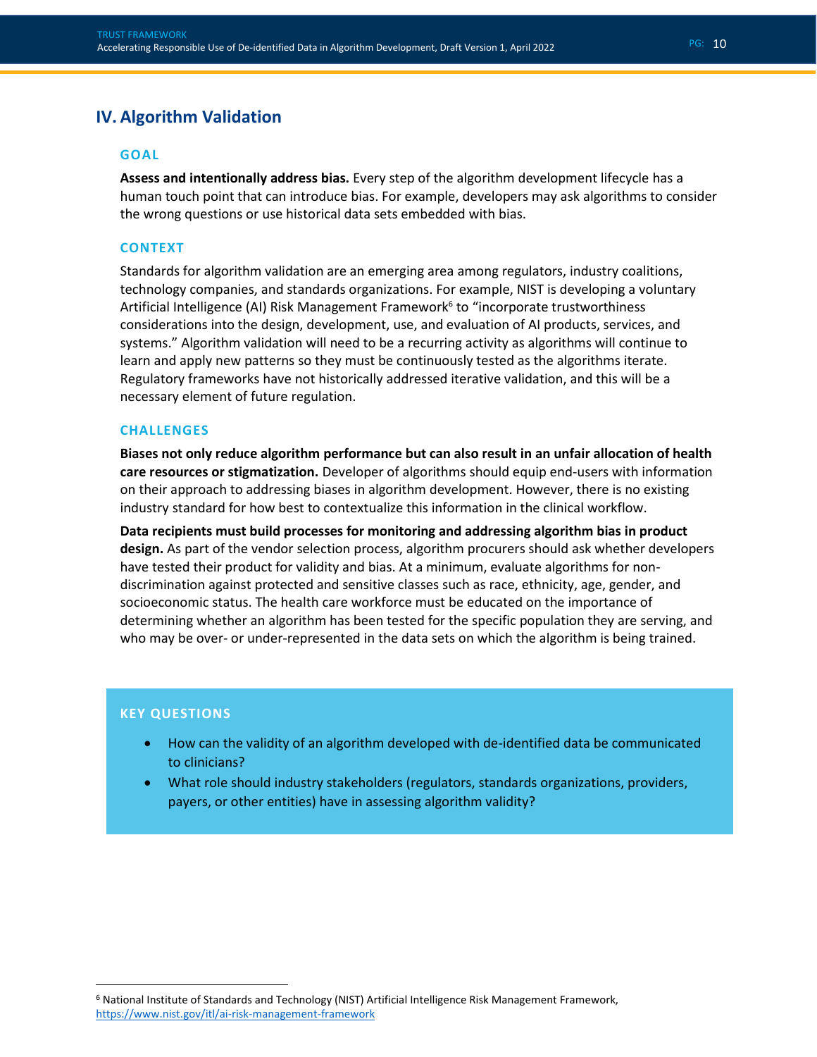## IV. Algorithm Validation

### GOAL

**Assess and intentionally address bias.** Every step of the algorithm development lifecycle has a human touch point that can introduce bias. For example, developers may ask algorithms to consider the wrong questions or use historical data sets embedded with bias.

### CONTEXT

Standards for algorithm validation are an emerging area among regulators, industry coalitions, technology companies, and standards organizations. For example, NIST is developing a voluntary Artificial Intelligence (AI) Risk Management Framework[6] to "incorporate trustworthiness considerations into the design, development, use, and evaluation of AI products, services, and systems." Algorithm validation will need to be a recurring activity as algorithms will continue to learn and apply new patterns so they must be continuously tested as the algorithms iterate. Regulatory frameworks have not historically addressed iterative validation, and this will be a necessary element of future regulation.

### CHALLENGES

**Biases not only reduce algorithm performance but can also result in an unfair allocation of health care resources or stigmatization.** Developer of algorithms should equip end-users with information on their approach to addressing biases in algorithm development. However, there is no existing industry standard for how best to contextualize this information in the clinical workflow.

**Data recipients must build processes for monitoring and addressing algorithm bias in product design.** As part of the vendor selection process, algorithm procurers should ask whether developers have tested their product for validity and bias. At a minimum, evaluate algorithms for non-discrimination against protected and sensitive classes such as race, ethnicity, age, gender, and socioeconomic status. The health care workforce must be educated on the importance of determining whether an algorithm has been tested for the specific population they are serving, and who may be over- or under-represented in the data sets on which the algorithm is being trained.

### KEY QUESTIONS

- How can the validity of an algorithm developed with de-identified data be communicated to clinicians?
- What role should industry stakeholders (regulators, standards organizations, providers, payers, or other entities) have in assessing algorithm validity?

---

[6] National Institute of Standards and Technology (NIST) Artificial Intelligence Risk Management Framework, https://www.nist.gov/itl/ai-risk-management-framework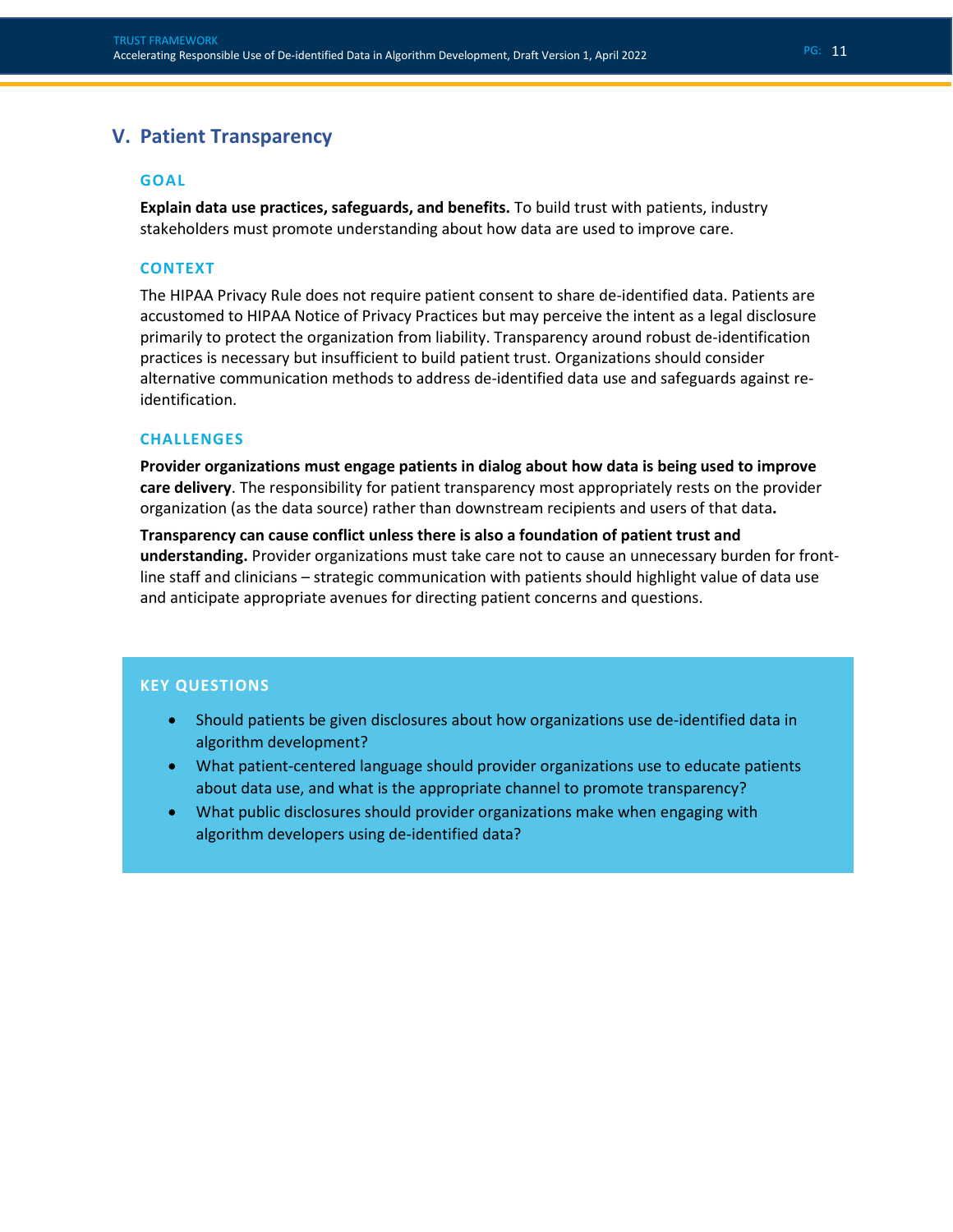## V. Patient Transparency

### GOAL

**Explain data use practices, safeguards, and benefits.** To build trust with patients, industry stakeholders must promote understanding about how data are used to improve care.

### CONTEXT

The HIPAA Privacy Rule does not require patient consent to share de-identified data. Patients are accustomed to HIPAA Notice of Privacy Practices but may perceive the intent as a legal disclosure primarily to protect the organization from liability. Transparency around robust de-identification practices is necessary but insufficient to build patient trust. Organizations should consider alternative communication methods to address de-identified data use and safeguards against re-identification.

### CHALLENGES

**Provider organizations must engage patients in dialog about how data is being used to improve care delivery**. The responsibility for patient transparency most appropriately rests on the provider organization (as the data source) rather than downstream recipients and users of that data**.**

**Transparency can cause conflict unless there is also a foundation of patient trust and understanding.** Provider organizations must take care not to cause an unnecessary burden for front-line staff and clinicians – strategic communication with patients should highlight value of data use and anticipate appropriate avenues for directing patient concerns and questions.

### KEY QUESTIONS

- Should patients be given disclosures about how organizations use de-identified data in algorithm development?
- What patient-centered language should provider organizations use to educate patients about data use, and what is the appropriate channel to promote transparency?
- What public disclosures should provider organizations make when engaging with algorithm developers using de-identified data?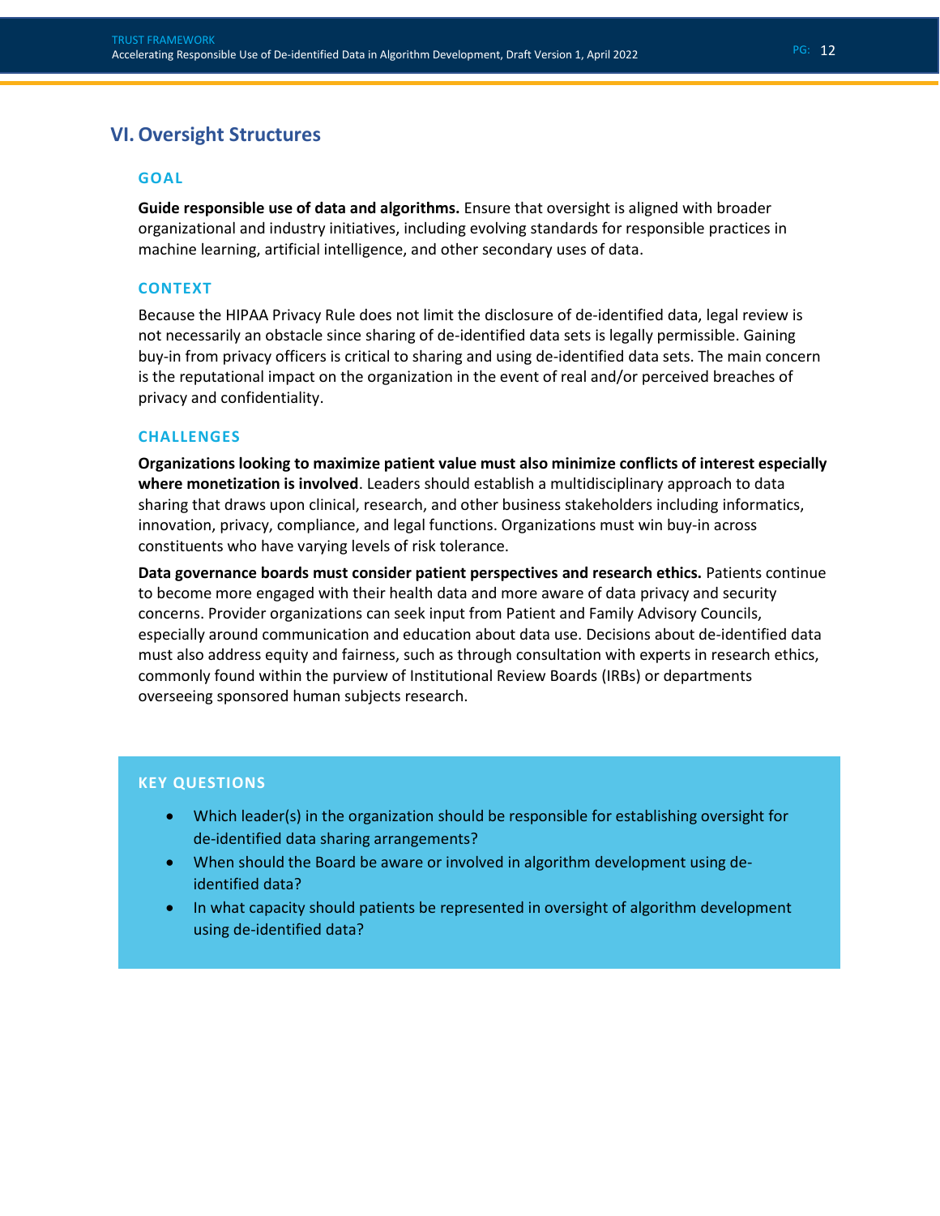## VI. Oversight Structures

### GOAL

**Guide responsible use of data and algorithms.** Ensure that oversight is aligned with broader organizational and industry initiatives, including evolving standards for responsible practices in machine learning, artificial intelligence, and other secondary uses of data.

### CONTEXT

Because the HIPAA Privacy Rule does not limit the disclosure of de-identified data, legal review is not necessarily an obstacle since sharing of de-identified data sets is legally permissible. Gaining buy-in from privacy officers is critical to sharing and using de-identified data sets. The main concern is the reputational impact on the organization in the event of real and/or perceived breaches of privacy and confidentiality.

### CHALLENGES

**Organizations looking to maximize patient value must also minimize conflicts of interest especially where monetization is involved**. Leaders should establish a multidisciplinary approach to data sharing that draws upon clinical, research, and other business stakeholders including informatics, innovation, privacy, compliance, and legal functions. Organizations must win buy-in across constituents who have varying levels of risk tolerance.

**Data governance boards must consider patient perspectives and research ethics.** Patients continue to become more engaged with their health data and more aware of data privacy and security concerns. Provider organizations can seek input from Patient and Family Advisory Councils, especially around communication and education about data use. Decisions about de-identified data must also address equity and fairness, such as through consultation with experts in research ethics, commonly found within the purview of Institutional Review Boards (IRBs) or departments overseeing sponsored human subjects research.

### KEY QUESTIONS

- Which leader(s) in the organization should be responsible for establishing oversight for de-identified data sharing arrangements?
- When should the Board be aware or involved in algorithm development using de-identified data?
- In what capacity should patients be represented in oversight of algorithm development using de-identified data?